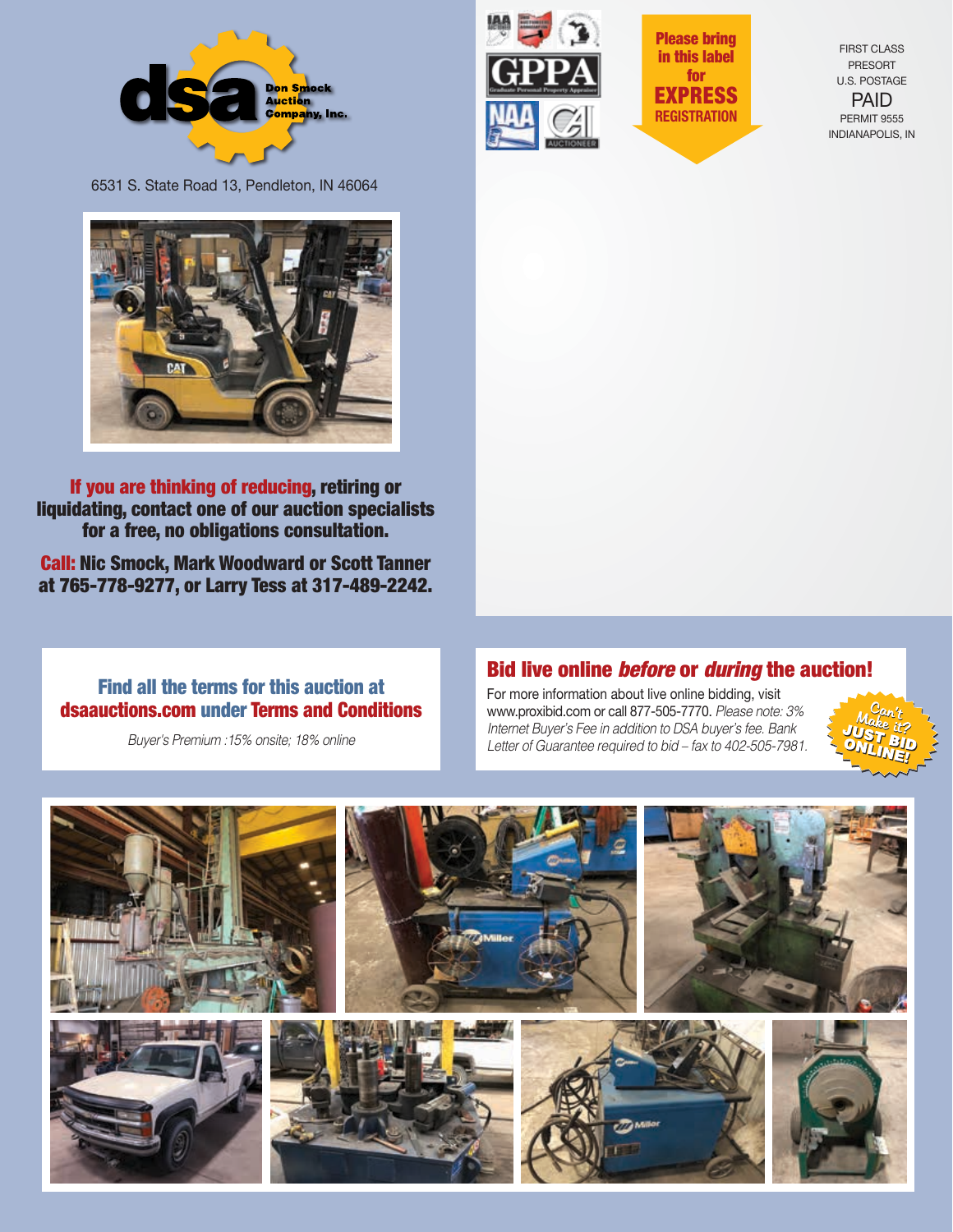**dsa** Don Smock Auction Company, Inc.

6531 S. State Road 13, Pendleton, IN 46064

IAA | GPPA | NAA | CAI AUCTIONEER

**Please bring in this label for EXPRESS REGISTRATION**

FIRST CLASS
PRESORT
U.S. POSTAGE
PAID
PERMIT 9555
INDIANAPOLIS, IN

**If you are thinking of reducing, retiring or liquidating, contact one of our auction specialists for a free, no obligations consultation.**

**Call: Nic Smock, Mark Woodward or Scott Tanner at 765-778-9277, or Larry Tess at 317-489-2242.**

## Find all the terms for this auction at dsaauctions.com under Terms and Conditions

*Buyer's Premium :15% onsite; 18% online*

## Bid live online *before* or *during* the auction!

For more information about live online bidding, visit www.proxibid.com or call 877-505-7770. *Please note: 3% Internet Buyer's Fee in addition to DSA buyer's fee. Bank Letter of Guarantee required to bid – fax to 402-505-7981.*

Can't Make it? JUST BID ONLINE!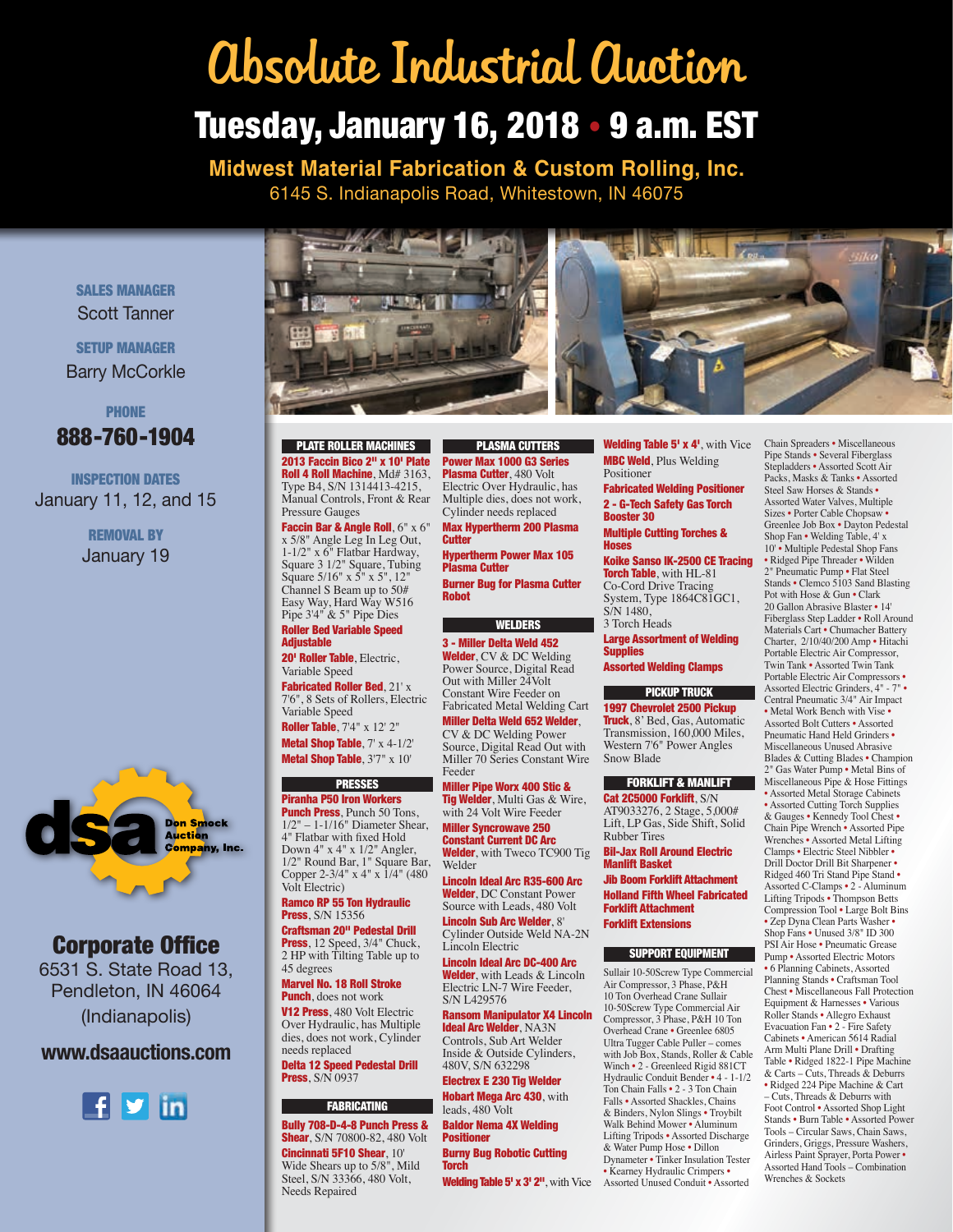# Absolute Industrial Auction

## Tuesday, January 16, 2018 • 9 a.m. EST

**Midwest Material Fabrication & Custom Rolling, Inc.**
6145 S. Indianapolis Road, Whitestown, IN 46075

**SALES MANAGER**
Scott Tanner

**SETUP MANAGER**
Barry McCorkle

**PHONE**
**888-760-1904**

**INSPECTION DATES**
January 11, 12, and 15

**REMOVAL BY**
January 19

Don Smock Auction Company, Inc.

**Corporate Office**
6531 S. State Road 13,
Pendleton, IN 46064
(Indianapolis)

**www.dsaauctions.com**

### PLATE ROLLER MACHINES

**2013 Faccin Bico 2" x 10' Plate Roll 4 Roll Machine**, Md# 3163, Type B4, S/N 1314413-4215, Manual Controls, Front & Rear Pressure Gauges

**Faccin Bar & Angle Roll**, 6" x 6" x 5/8" Angle Leg In Leg Out, 1-1/2" x 6" Flatbar Hardway, Square 3 1/2" Square, Tubing Square 5/16" x 5" x 5", 12" Channel S Beam up to 50# Easy Way, Hard Way W516 Pipe 3'4" & 5" Pipe Dies

**Roller Bed Variable Speed Adjustable**

**20' Roller Table**, Electric, Variable Speed

**Fabricated Roller Bed**, 21' x 7'6", 8 Sets of Rollers, Electric Variable Speed

**Roller Table**, 7'4" x 12' 2"

**Metal Shop Table**, 7' x 4-1/2'

**Metal Shop Table**, 3'7" x 10'

### PRESSES

**Piranha P50 Iron Workers Punch Press**, Punch 50 Tons, 1/2" – 1-1/16" Diameter Shear, 4" Flatbar with fixed Hold Down 4" x 4" x 1/2" Angler, 1/2" Round Bar, 1" Square Bar, Copper 2-3/4" x 4" x 1/4" (480 Volt Electric)

**Ramco RP 55 Ton Hydraulic Press**, S/N 15356

**Craftsman 20" Pedestal Drill Press**, 12 Speed, 3/4" Chuck, 2 HP with Tilting Table up to 45 degrees

**Marvel No. 18 Roll Stroke Punch**, does not work

**V12 Press**, 480 Volt Electric Over Hydraulic, has Multiple dies, does not work, Cylinder needs replaced

**Delta 12 Speed Pedestal Drill Press**, S/N 0937

### FABRICATING

**Bully 708-D-4-8 Punch Press & Shear**, S/N 70800-82, 480 Volt

**Cincinnati 5F10 Shear**, 10' Wide Shears up to 5/8", Mild Steel, S/N 33366, 480 Volt, Needs Repaired

### PLASMA CUTTERS

**Power Max 1000 G3 Series Plasma Cutter**, 480 Volt Electric Over Hydraulic, has Multiple dies, does not work, Cylinder needs replaced

**Max Hypertherm 200 Plasma Cutter**

**Hypertherm Power Max 105 Plasma Cutter**

**Burner Bug for Plasma Cutter Robot**

### WELDERS

**3 - Miller Delta Weld 452 Welder**, CV & DC Welding Power Source, Digital Read Out with Miller 24Volt Constant Wire Feeder on Fabricated Metal Welding Cart

**Miller Delta Weld 652 Welder**, CV & DC Welding Power Source, Digital Read Out with Miller 70 Series Constant Wire Feeder

**Miller Pipe Worx 400 Stic & Tig Welder**, Multi Gas & Wire, with 24 Volt Wire Feeder

**Miller Syncrowave 250 Constant Current DC Arc Welder**, with Tweco TC900 Tig Welder

**Lincoln Ideal Arc R35-600 Arc Welder**, DC Constant Power Source with Leads, 480 Volt

**Lincoln Sub Arc Welder**, 8' Cylinder Outside Weld NA-2N Lincoln Electric

**Lincoln Ideal Arc DC-400 Arc Welder**, with Leads & Lincoln Electric LN-7 Wire Feeder, S/N L429576

**Ransom Manipulator X4 Lincoln Ideal Arc Welder**, NA3N Controls, Sub Art Welder Inside & Outside Cylinders, 480V, S/N 632298

**Electrex E 230 Tig Welder**

**Hobart Mega Arc 430**, with leads, 480 Volt

**Baldor Nema 4X Welding Positioner**

**Burny Bug Robotic Cutting Torch**

**Welding Table 5' x 3' 2"**, with Vice

**Welding Table 5' x 4'**, with Vice

**MBC Weld**, Plus Welding Positioner

**Fabricated Welding Positioner**

**2 - G-Tech Safety Gas Torch Booster 30**

**Multiple Cutting Torches & Hoses**

**Koike Sanso IK-2500 CE Tracing Torch Table**, with HL-81 Co-Cord Drive Tracing System, Type 1864C81GC1, S/N 1480, 3 Torch Heads

**Large Assortment of Welding Supplies**

**Assorted Welding Clamps**

### PICKUP TRUCK

**1997 Chevrolet 2500 Pickup Truck**, 8' Bed, Gas, Automatic Transmission, 160,000 Miles, Western 7'6" Power Angles Snow Blade

### FORKLIFT & MANLIFT

**Cat 2C5000 Forklift**, S/N AT9033276, 2 Stage, 5,000# Lift, LP Gas, Side Shift, Solid Rubber Tires

**Bil-Jax Roll Around Electric Manlift Basket**

**Jib Boom Forklift Attachment**

**Holland Fifth Wheel Fabricated Forklift Attachment**

**Forklift Extensions**

### SUPPORT EQUIPMENT

Sullair 10-50Screw Type Commercial Air Compressor, 3 Phase, P&H 10 Ton Overhead Crane Sullair 10-50Screw Type Commercial Air Compressor, 3 Phase, P&H 10 Ton Overhead Crane • Greenlee 6805 Ultra Tugger Cable Puller – comes with Job Box, Stands, Roller & Cable Winch • 2 - Greenleed Rigid 881CT Hydraulic Conduit Bender • 4 - 1-1/2 Ton Chain Falls • 2 - 3 Ton Chain Falls • Assorted Shackles, Chains & Binders, Nylon Slings • Troybilt Walk Behind Mower • Aluminum Lifting Tripods • Assorted Discharge & Water Pump Hose • Dillon Dynameter • Tinker Insulation Tester • Kearney Hydraulic Crimpers • Assorted Unused Conduit • Assorted Chain Spreaders • Miscellaneous Pipe Stands • Several Fiberglass Stepladders • Assorted Scott Air Packs, Masks & Tanks • Assorted Steel Saw Horses & Stands • Assorted Water Valves, Multiple Sizes • Porter Cable Chopsaw • Greenlee Job Box • Dayton Pedestal Shop Fan • Welding Table, 4' x 10' • Multiple Pedestal Shop Fans • Ridged Pipe Threader • Wilden 2" Pneumatic Pump • Flat Steel Stands • Clemco 5103 Sand Blasting Pot with Hose & Gun • Clark 20 Gallon Abrasive Blaster • 14' Fiberglass Step Ladder • Roll Around Materials Cart • Chumacher Battery Charter, 2/10/40/200 Amp • Hitachi Portable Electric Air Compressor, Twin Tank • Assorted Twin Tank Portable Electric Air Compressors • Assorted Electric Grinders, 4" - 7" • Central Pneumatic 3/4" Air Impact • Metal Work Bench with Vise • Assorted Bolt Cutters • Assorted Pneumatic Hand Held Grinders • Miscellaneous Unused Abrasive Blades & Cutting Blades • Champion 2" Gas Water Pump • Metal Bins of Miscellaneous Pipe & Hose Fittings • Assorted Metal Storage Cabinets • Assorted Cutting Torch Supplies & Gauges • Kennedy Tool Chest • Chain Pipe Wrench • Assorted Pipe Wrenches • Assorted Metal Lifting Clamps • Electric Steel Nibbler • Drill Doctor Drill Bit Sharpener • Ridged 460 Tri Stand Pipe Stand • Assorted C-Clamps • 2 - Aluminum Lifting Tripods • Thompson Betts Compression Tool • Large Bolt Bins • Zep Dyna Clean Parts Washer • Shop Fans • Unused 3/8" ID 300 PSI Air Hose • Pneumatic Grease Pump • Assorted Electric Motors • 6 Planning Cabinets, Assorted Planning Stands • Craftsman Tool Chest • Miscellaneous Fall Protection Equipment & Harnesses • Various Roller Stands • Allegro Exhaust Evacuation Fan • 2 - Fire Safety Cabinets • American 5614 Radial Arm Multi Plane Drill • Drafting Table • Ridged 1822-1 Pipe Machine & Carts – Cuts, Threads & Deburrs • Ridged 224 Pipe Machine & Cart – Cuts, Threads & Deburrs with Foot Control • Assorted Shop Light Stands • Burn Table • Assorted Power Tools – Circular Saws, Chain Saws, Grinders, Griggs, Pressure Washers, Airless Paint Sprayer, Porta Power • Assorted Hand Tools – Combination Wrenches & Sockets